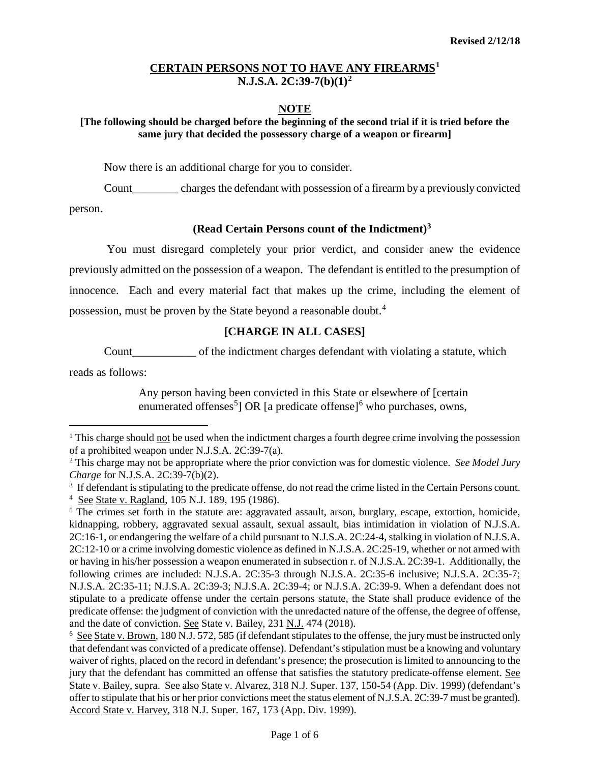**Revised 2/12/18**

# CERTAIN PERSONS NOT TO HAVE ANY FIREARMS[1]
## N.J.S.A. 2C:39-7(b)(1)[2]

**NOTE**

**[The following should be charged before the beginning of the second trial if it is tried before the same jury that decided the possessory charge of a weapon or firearm]**

Now there is an additional charge for you to consider.

Count________ charges the defendant with possession of a firearm by a previously convicted person.

**(Read Certain Persons count of the Indictment)[3]**

You must disregard completely your prior verdict, and consider anew the evidence previously admitted on the possession of a weapon. The defendant is entitled to the presumption of innocence. Each and every material fact that makes up the crime, including the element of possession, must be proven by the State beyond a reasonable doubt.[4]

**[CHARGE IN ALL CASES]**

Count___________ of the indictment charges defendant with violating a statute, which reads as follows:

> Any person having been convicted in this State or elsewhere of [certain enumerated offenses[5]] OR [a predicate offense][6] who purchases, owns,

---

[1] This charge should not be used when the indictment charges a fourth degree crime involving the possession of a prohibited weapon under N.J.S.A. 2C:39-7(a).

[2] This charge may not be appropriate where the prior conviction was for domestic violence. *See Model Jury Charge* for N.J.S.A. 2C:39-7(b)(2).

[3] If defendant is stipulating to the predicate offense, do not read the crime listed in the Certain Persons count.

[4] See State v. Ragland, 105 N.J. 189, 195 (1986).

[5] The crimes set forth in the statute are: aggravated assault, arson, burglary, escape, extortion, homicide, kidnapping, robbery, aggravated sexual assault, sexual assault, bias intimidation in violation of N.J.S.A. 2C:16-1, or endangering the welfare of a child pursuant to N.J.S.A. 2C:24-4, stalking in violation of N.J.S.A. 2C:12-10 or a crime involving domestic violence as defined in N.J.S.A. 2C:25-19, whether or not armed with or having in his/her possession a weapon enumerated in subsection r. of N.J.S.A. 2C:39-1. Additionally, the following crimes are included: N.J.S.A. 2C:35-3 through N.J.S.A. 2C:35-6 inclusive; N.J.S.A. 2C:35-7; N.J.S.A. 2C:35-11; N.J.S.A. 2C:39-3; N.J.S.A. 2C:39-4; or N.J.S.A. 2C:39-9. When a defendant does not stipulate to a predicate offense under the certain persons statute, the State shall produce evidence of the predicate offense: the judgment of conviction with the unredacted nature of the offense, the degree of offense, and the date of conviction. See State v. Bailey, 231 N.J. 474 (2018).

[6] See State v. Brown, 180 N.J. 572, 585 (if defendant stipulates to the offense, the jury must be instructed only that defendant was convicted of a predicate offense). Defendant's stipulation must be a knowing and voluntary waiver of rights, placed on the record in defendant's presence; the prosecution is limited to announcing to the jury that the defendant has committed an offense that satisfies the statutory predicate-offense element. See State v. Bailey, supra. See also State v. Alvarez, 318 N.J. Super. 137, 150-54 (App. Div. 1999) (defendant's offer to stipulate that his or her prior convictions meet the status element of N.J.S.A. 2C:39-7 must be granted). Accord State v. Harvey, 318 N.J. Super. 167, 173 (App. Div. 1999).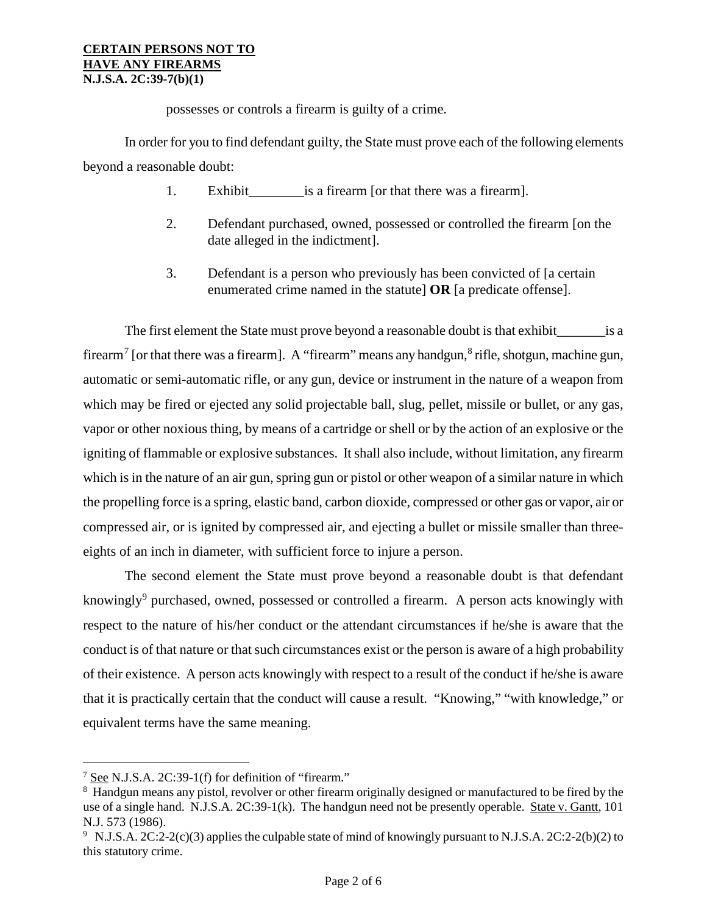possesses or controls a firearm is guilty of a crime.

In order for you to find defendant guilty, the State must prove each of the following elements beyond a reasonable doubt:

1. Exhibit________is a firearm [or that there was a firearm].
2. Defendant purchased, owned, possessed or controlled the firearm [on the date alleged in the indictment].
3. Defendant is a person who previously has been convicted of [a certain enumerated crime named in the statute] **OR** [a predicate offense].

The first element the State must prove beyond a reasonable doubt is that exhibit_______is a firearm[7] [or that there was a firearm]. A "firearm" means any handgun,[8] rifle, shotgun, machine gun, automatic or semi-automatic rifle, or any gun, device or instrument in the nature of a weapon from which may be fired or ejected any solid projectable ball, slug, pellet, missile or bullet, or any gas, vapor or other noxious thing, by means of a cartridge or shell or by the action of an explosive or the igniting of flammable or explosive substances. It shall also include, without limitation, any firearm which is in the nature of an air gun, spring gun or pistol or other weapon of a similar nature in which the propelling force is a spring, elastic band, carbon dioxide, compressed or other gas or vapor, air or compressed air, or is ignited by compressed air, and ejecting a bullet or missile smaller than three-eights of an inch in diameter, with sufficient force to injure a person.

The second element the State must prove beyond a reasonable doubt is that defendant knowingly[9] purchased, owned, possessed or controlled a firearm. A person acts knowingly with respect to the nature of his/her conduct or the attendant circumstances if he/she is aware that the conduct is of that nature or that such circumstances exist or the person is aware of a high probability of their existence. A person acts knowingly with respect to a result of the conduct if he/she is aware that it is practically certain that the conduct will cause a result. "Knowing," "with knowledge," or equivalent terms have the same meaning.

---

[7] See N.J.S.A. 2C:39-1(f) for definition of "firearm."

[8] Handgun means any pistol, revolver or other firearm originally designed or manufactured to be fired by the use of a single hand. N.J.S.A. 2C:39-1(k). The handgun need not be presently operable. State v. Gantt, 101 N.J. 573 (1986).

[9] N.J.S.A. 2C:2-2(c)(3) applies the culpable state of mind of knowingly pursuant to N.J.S.A. 2C:2-2(b)(2) to this statutory crime.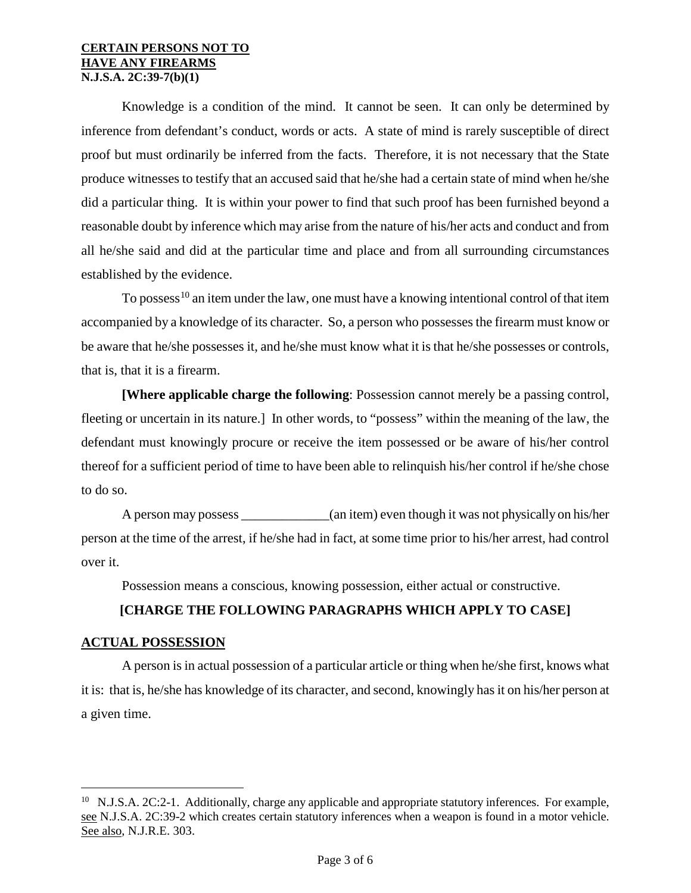Knowledge is a condition of the mind. It cannot be seen. It can only be determined by inference from defendant's conduct, words or acts. A state of mind is rarely susceptible of direct proof but must ordinarily be inferred from the facts. Therefore, it is not necessary that the State produce witnesses to testify that an accused said that he/she had a certain state of mind when he/she did a particular thing. It is within your power to find that such proof has been furnished beyond a reasonable doubt by inference which may arise from the nature of his/her acts and conduct and from all he/she said and did at the particular time and place and from all surrounding circumstances established by the evidence.

To possess[10] an item under the law, one must have a knowing intentional control of that item accompanied by a knowledge of its character. So, a person who possesses the firearm must know or be aware that he/she possesses it, and he/she must know what it is that he/she possesses or controls, that is, that it is a firearm.

**[Where applicable charge the following**: Possession cannot merely be a passing control, fleeting or uncertain in its nature.] In other words, to "possess" within the meaning of the law, the defendant must knowingly procure or receive the item possessed or be aware of his/her control thereof for a sufficient period of time to have been able to relinquish his/her control if he/she chose to do so.

A person may possess _____________(an item) even though it was not physically on his/her person at the time of the arrest, if he/she had in fact, at some time prior to his/her arrest, had control over it.

Possession means a conscious, knowing possession, either actual or constructive.

**[CHARGE THE FOLLOWING PARAGRAPHS WHICH APPLY TO CASE]**

**ACTUAL POSSESSION**

A person is in actual possession of a particular article or thing when he/she first, knows what it is: that is, he/she has knowledge of its character, and second, knowingly has it on his/her person at a given time.

---

[10] N.J.S.A. 2C:2-1. Additionally, charge any applicable and appropriate statutory inferences. For example, see N.J.S.A. 2C:39-2 which creates certain statutory inferences when a weapon is found in a motor vehicle. See also, N.J.R.E. 303.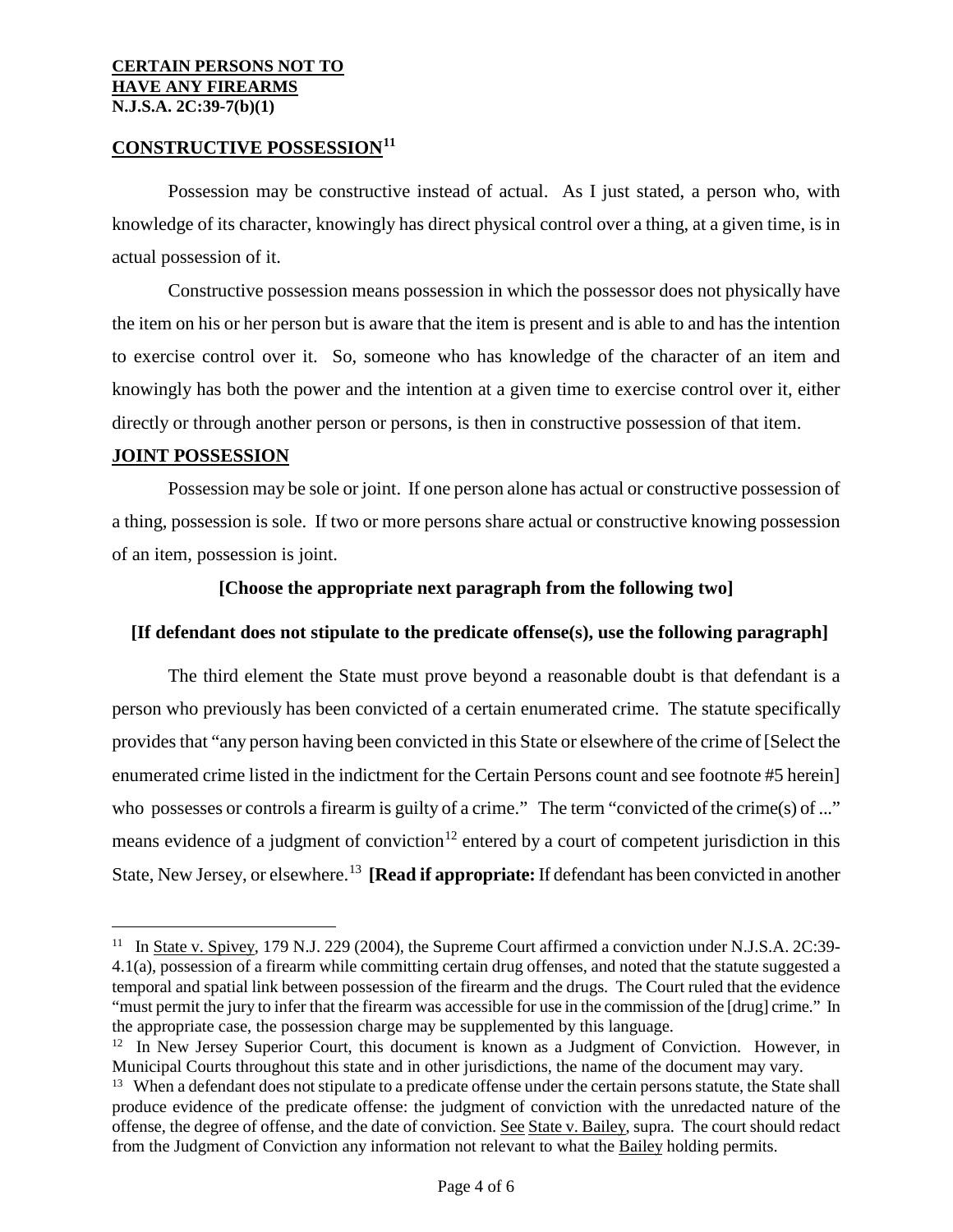**CERTAIN PERSONS NOT TO HAVE ANY FIREARMS**
**N.J.S.A. 2C:39-7(b)(1)**

## CONSTRUCTIVE POSSESSION[11]

Possession may be constructive instead of actual. As I just stated, a person who, with knowledge of its character, knowingly has direct physical control over a thing, at a given time, is in actual possession of it.

Constructive possession means possession in which the possessor does not physically have the item on his or her person but is aware that the item is present and is able to and has the intention to exercise control over it. So, someone who has knowledge of the character of an item and knowingly has both the power and the intention at a given time to exercise control over it, either directly or through another person or persons, is then in constructive possession of that item.

## JOINT POSSESSION

Possession may be sole or joint. If one person alone has actual or constructive possession of a thing, possession is sole. If two or more persons share actual or constructive knowing possession of an item, possession is joint.

**[Choose the appropriate next paragraph from the following two]**

**[If defendant does not stipulate to the predicate offense(s), use the following paragraph]**

The third element the State must prove beyond a reasonable doubt is that defendant is a person who previously has been convicted of a certain enumerated crime. The statute specifically provides that "any person having been convicted in this State or elsewhere of the crime of [Select the enumerated crime listed in the indictment for the Certain Persons count and see footnote #5 herein] who possesses or controls a firearm is guilty of a crime." The term "convicted of the crime(s) of ..." means evidence of a judgment of conviction[12] entered by a court of competent jurisdiction in this State, New Jersey, or elsewhere.[13] **[Read if appropriate:** If defendant has been convicted in another

---

[11] In State v. Spivey, 179 N.J. 229 (2004), the Supreme Court affirmed a conviction under N.J.S.A. 2C:39-4.1(a), possession of a firearm while committing certain drug offenses, and noted that the statute suggested a temporal and spatial link between possession of the firearm and the drugs. The Court ruled that the evidence "must permit the jury to infer that the firearm was accessible for use in the commission of the [drug] crime." In the appropriate case, the possession charge may be supplemented by this language.

[12] In New Jersey Superior Court, this document is known as a Judgment of Conviction. However, in Municipal Courts throughout this state and in other jurisdictions, the name of the document may vary.

[13] When a defendant does not stipulate to a predicate offense under the certain persons statute, the State shall produce evidence of the predicate offense: the judgment of conviction with the unredacted nature of the offense, the degree of offense, and the date of conviction. See State v. Bailey, supra. The court should redact from the Judgment of Conviction any information not relevant to what the Bailey holding permits.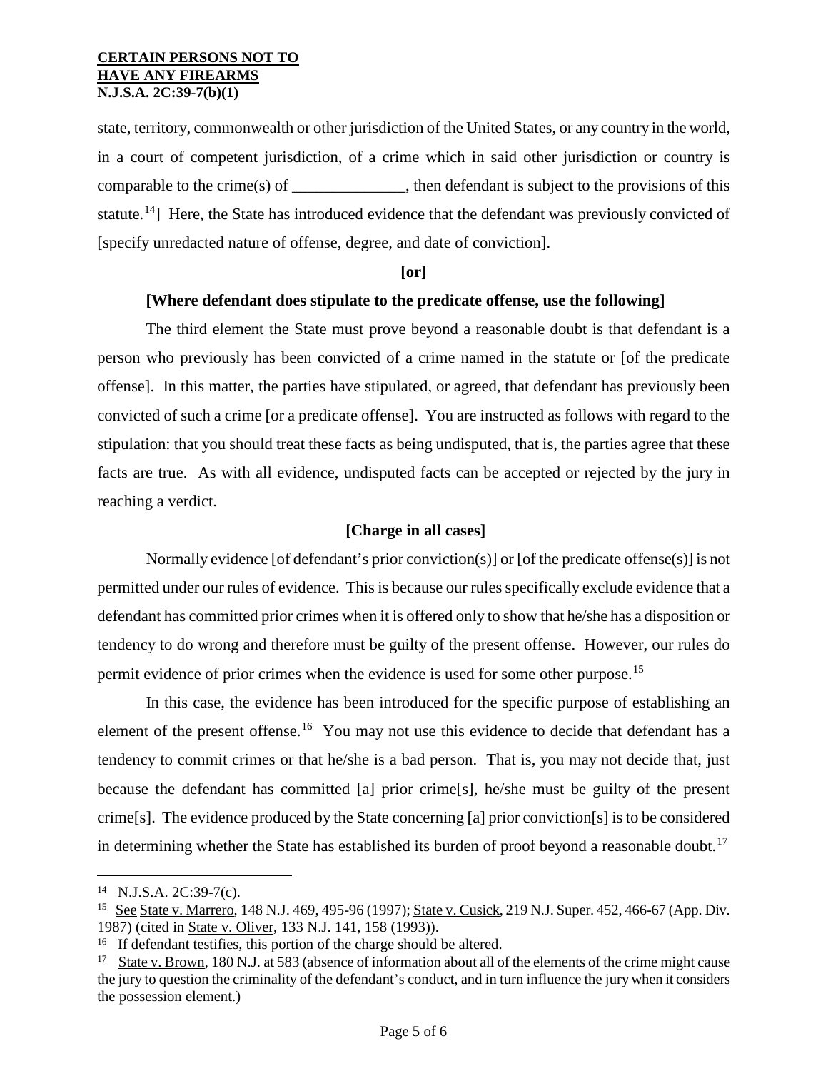state, territory, commonwealth or other jurisdiction of the United States, or any country in the world, in a court of competent jurisdiction, of a crime which in said other jurisdiction or country is comparable to the crime(s) of ______________, then defendant is subject to the provisions of this statute.[14]] Here, the State has introduced evidence that the defendant was previously convicted of [specify unredacted nature of offense, degree, and date of conviction].

**[or]**

**[Where defendant does stipulate to the predicate offense, use the following]**

The third element the State must prove beyond a reasonable doubt is that defendant is a person who previously has been convicted of a crime named in the statute or [of the predicate offense]. In this matter, the parties have stipulated, or agreed, that defendant has previously been convicted of such a crime [or a predicate offense]. You are instructed as follows with regard to the stipulation: that you should treat these facts as being undisputed, that is, the parties agree that these facts are true. As with all evidence, undisputed facts can be accepted or rejected by the jury in reaching a verdict.

**[Charge in all cases]**

Normally evidence [of defendant's prior conviction(s)] or [of the predicate offense(s)] is not permitted under our rules of evidence. This is because our rules specifically exclude evidence that a defendant has committed prior crimes when it is offered only to show that he/she has a disposition or tendency to do wrong and therefore must be guilty of the present offense. However, our rules do permit evidence of prior crimes when the evidence is used for some other purpose.[15]

In this case, the evidence has been introduced for the specific purpose of establishing an element of the present offense.[16] You may not use this evidence to decide that defendant has a tendency to commit crimes or that he/she is a bad person. That is, you may not decide that, just because the defendant has committed [a] prior crime[s], he/she must be guilty of the present crime[s]. The evidence produced by the State concerning [a] prior conviction[s] is to be considered in determining whether the State has established its burden of proof beyond a reasonable doubt.[17]

---

[14] N.J.S.A. 2C:39-7(c).

[15] See State v. Marrero, 148 N.J. 469, 495-96 (1997); State v. Cusick, 219 N.J. Super. 452, 466-67 (App. Div. 1987) (cited in State v. Oliver, 133 N.J. 141, 158 (1993)).

[16] If defendant testifies, this portion of the charge should be altered.

[17] State v. Brown, 180 N.J. at 583 (absence of information about all of the elements of the crime might cause the jury to question the criminality of the defendant's conduct, and in turn influence the jury when it considers the possession element.)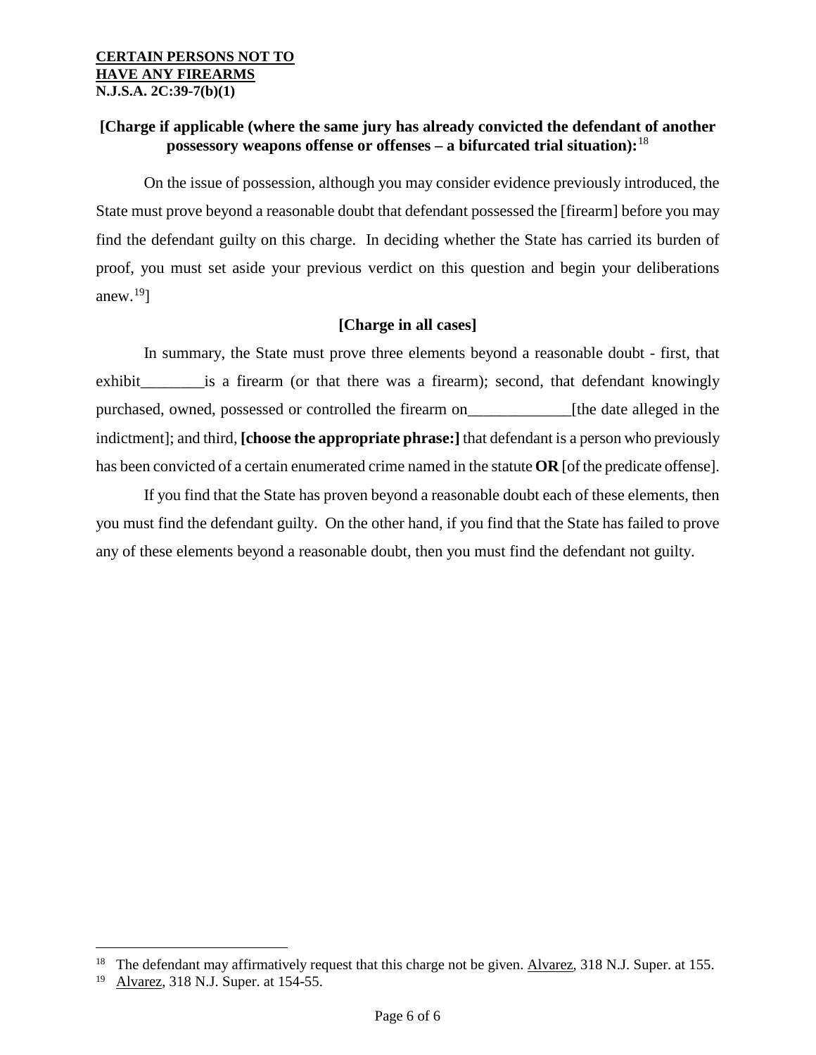**CERTAIN PERSONS NOT TO HAVE ANY FIREARMS**
**N.J.S.A. 2C:39-7(b)(1)**

**[Charge if applicable (where the same jury has already convicted the defendant of another possessory weapons offense or offenses – a bifurcated trial situation):**[18]

On the issue of possession, although you may consider evidence previously introduced, the State must prove beyond a reasonable doubt that defendant possessed the [firearm] before you may find the defendant guilty on this charge. In deciding whether the State has carried its burden of proof, you must set aside your previous verdict on this question and begin your deliberations anew.[19]]

**[Charge in all cases]**

In summary, the State must prove three elements beyond a reasonable doubt - first, that exhibit________is a firearm (or that there was a firearm); second, that defendant knowingly purchased, owned, possessed or controlled the firearm on_____________[the date alleged in the indictment]; and third, **[choose the appropriate phrase:]** that defendant is a person who previously has been convicted of a certain enumerated crime named in the statute **OR** [of the predicate offense].

If you find that the State has proven beyond a reasonable doubt each of these elements, then you must find the defendant guilty. On the other hand, if you find that the State has failed to prove any of these elements beyond a reasonable doubt, then you must find the defendant not guilty.

---

[18] The defendant may affirmatively request that this charge not be given. Alvarez, 318 N.J. Super. at 155.

[19] Alvarez, 318 N.J. Super. at 154-55.